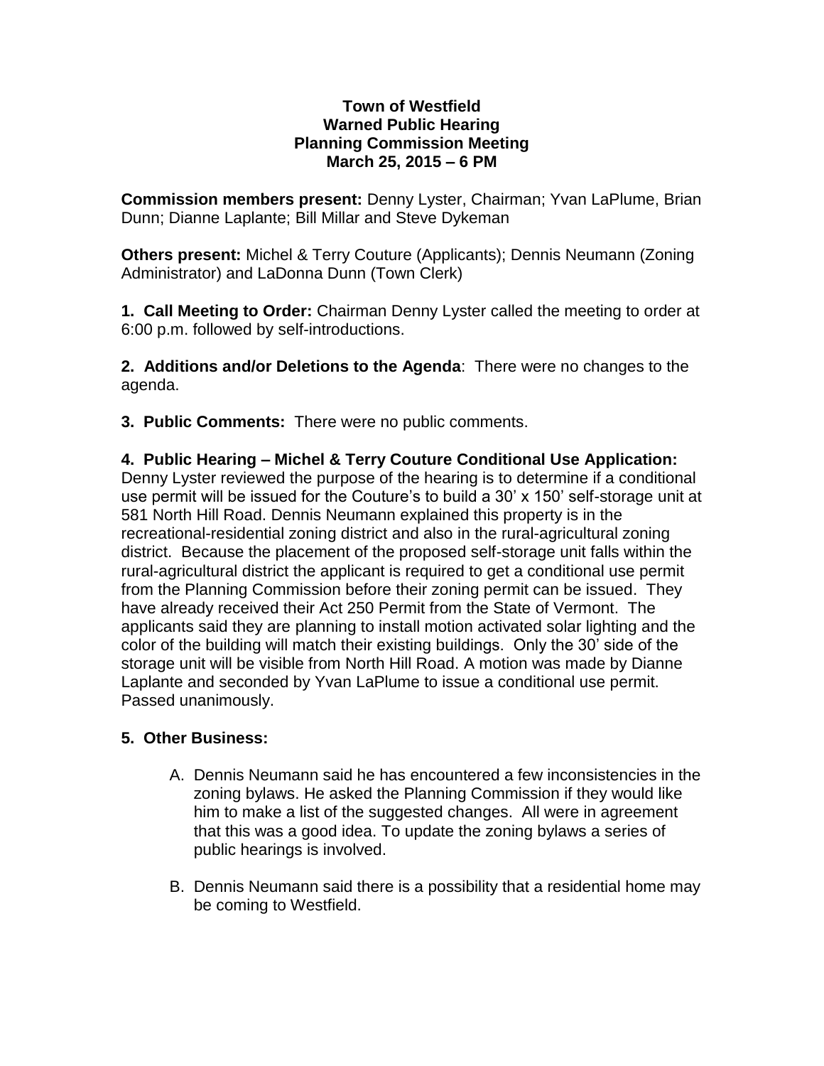**Town of Westfield**
**Warned Public Hearing**
**Planning Commission Meeting**
**March 25, 2015 – 6 PM**

**Commission members present:** Denny Lyster, Chairman; Yvan LaPlume, Brian Dunn; Dianne Laplante; Bill Millar and Steve Dykeman

**Others present:** Michel & Terry Couture (Applicants); Dennis Neumann (Zoning Administrator) and LaDonna Dunn (Town Clerk)

**1. Call Meeting to Order:** Chairman Denny Lyster called the meeting to order at 6:00 p.m. followed by self-introductions.

**2. Additions and/or Deletions to the Agenda**: There were no changes to the agenda.

**3. Public Comments:** There were no public comments.

**4. Public Hearing – Michel & Terry Couture Conditional Use Application:** Denny Lyster reviewed the purpose of the hearing is to determine if a conditional use permit will be issued for the Couture's to build a 30' x 150' self-storage unit at 581 North Hill Road. Dennis Neumann explained this property is in the recreational-residential zoning district and also in the rural-agricultural zoning district. Because the placement of the proposed self-storage unit falls within the rural-agricultural district the applicant is required to get a conditional use permit from the Planning Commission before their zoning permit can be issued. They have already received their Act 250 Permit from the State of Vermont. The applicants said they are planning to install motion activated solar lighting and the color of the building will match their existing buildings. Only the 30' side of the storage unit will be visible from North Hill Road. A motion was made by Dianne Laplante and seconded by Yvan LaPlume to issue a conditional use permit. Passed unanimously.

**5. Other Business:**

A. Dennis Neumann said he has encountered a few inconsistencies in the zoning bylaws. He asked the Planning Commission if they would like him to make a list of the suggested changes. All were in agreement that this was a good idea. To update the zoning bylaws a series of public hearings is involved.

B. Dennis Neumann said there is a possibility that a residential home may be coming to Westfield.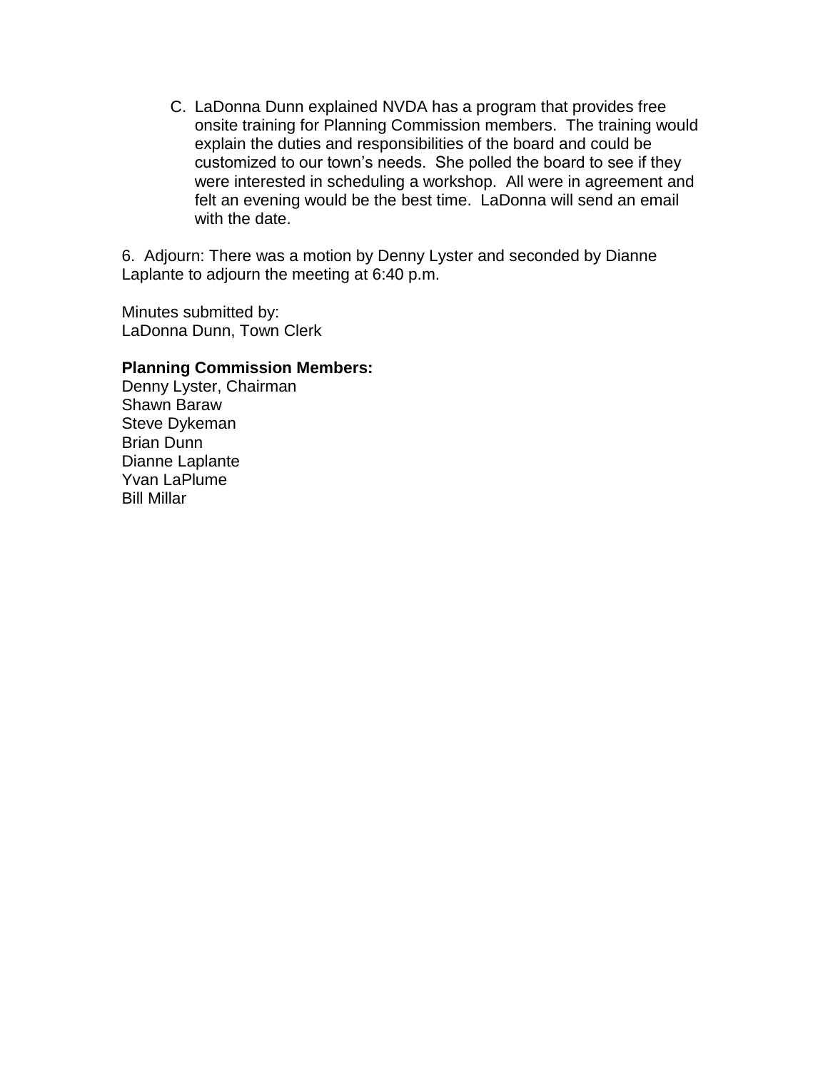C. LaDonna Dunn explained NVDA has a program that provides free onsite training for Planning Commission members. The training would explain the duties and responsibilities of the board and could be customized to our town's needs. She polled the board to see if they were interested in scheduling a workshop. All were in agreement and felt an evening would be the best time. LaDonna will send an email with the date.

6. Adjourn: There was a motion by Denny Lyster and seconded by Dianne Laplante to adjourn the meeting at 6:40 p.m.

Minutes submitted by:
LaDonna Dunn, Town Clerk

**Planning Commission Members:**
Denny Lyster, Chairman
Shawn Baraw
Steve Dykeman
Brian Dunn
Dianne Laplante
Yvan LaPlume
Bill Millar